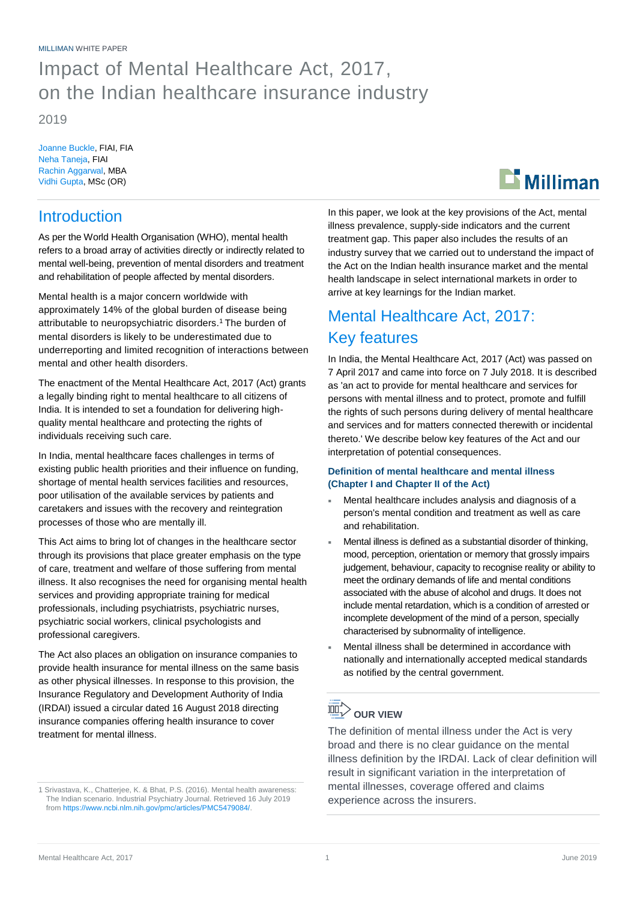MILLIMAN WHITE PAPER

# Impact of Mental Healthcare Act, 2017, on the Indian healthcare insurance industry

2019

Joanne Buckle, FIAI, FIA
Neha Taneja, FIAI
Rachin Aggarwal, MBA
Vidhi Gupta, MSc (OR)

## Introduction

As per the World Health Organisation (WHO), mental health refers to a broad array of activities directly or indirectly related to mental well-being, prevention of mental disorders and treatment and rehabilitation of people affected by mental disorders.

Mental health is a major concern worldwide with approximately 14% of the global burden of disease being attributable to neuropsychiatric disorders.[1] The burden of mental disorders is likely to be underestimated due to underreporting and limited recognition of interactions between mental and other health disorders.

The enactment of the Mental Healthcare Act, 2017 (Act) grants a legally binding right to mental healthcare to all citizens of India. It is intended to set a foundation for delivering high-quality mental healthcare and protecting the rights of individuals receiving such care.

In India, mental healthcare faces challenges in terms of existing public health priorities and their influence on funding, shortage of mental health services facilities and resources, poor utilisation of the available services by patients and caretakers and issues with the recovery and reintegration processes of those who are mentally ill.

This Act aims to bring lot of changes in the healthcare sector through its provisions that place greater emphasis on the type of care, treatment and welfare of those suffering from mental illness. It also recognises the need for organising mental health services and providing appropriate training for medical professionals, including psychiatrists, psychiatric nurses, psychiatric social workers, clinical psychologists and professional caregivers.

The Act also places an obligation on insurance companies to provide health insurance for mental illness on the same basis as other physical illnesses. In response to this provision, the Insurance Regulatory and Development Authority of India (IRDAI) issued a circular dated 16 August 2018 directing insurance companies offering health insurance to cover treatment for mental illness.

In this paper, we look at the key provisions of the Act, mental illness prevalence, supply-side indicators and the current treatment gap. This paper also includes the results of an industry survey that we carried out to understand the impact of the Act on the Indian health insurance market and the mental health landscape in select international markets in order to arrive at key learnings for the Indian market.

## Mental Healthcare Act, 2017: Key features

In India, the Mental Healthcare Act, 2017 (Act) was passed on 7 April 2017 and came into force on 7 July 2018. It is described as 'an act to provide for mental healthcare and services for persons with mental illness and to protect, promote and fulfill the rights of such persons during delivery of mental healthcare and services and for matters connected therewith or incidental thereto.' We describe below key features of the Act and our interpretation of potential consequences.

### Definition of mental healthcare and mental illness (Chapter I and Chapter II of the Act)

- Mental healthcare includes analysis and diagnosis of a person's mental condition and treatment as well as care and rehabilitation.
- Mental illness is defined as a substantial disorder of thinking, mood, perception, orientation or memory that grossly impairs judgement, behaviour, capacity to recognise reality or ability to meet the ordinary demands of life and mental conditions associated with the abuse of alcohol and drugs. It does not include mental retardation, which is a condition of arrested or incomplete development of the mind of a person, specially characterised by subnormality of intelligence.
- Mental illness shall be determined in accordance with nationally and internationally accepted medical standards as notified by the central government.

**OUR VIEW**

The definition of mental illness under the Act is very broad and there is no clear guidance on the mental illness definition by the IRDAI. Lack of clear definition will result in significant variation in the interpretation of mental illnesses, coverage offered and claims experience across the insurers.

1 Srivastava, K., Chatterjee, K. & Bhat, P.S. (2016). Mental health awareness: The Indian scenario. Industrial Psychiatry Journal. Retrieved 16 July 2019 from https://www.ncbi.nlm.nih.gov/pmc/articles/PMC5479084/.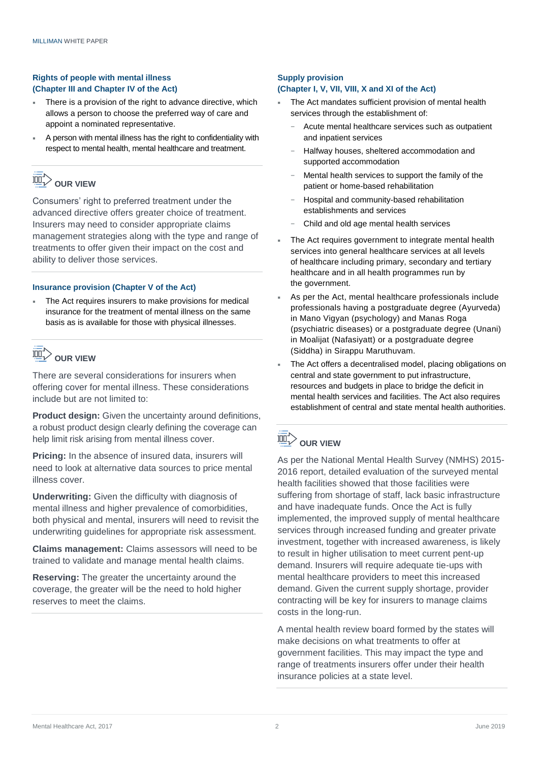### Rights of people with mental illness (Chapter III and Chapter IV of the Act)

- There is a provision of the right to advance directive, which allows a person to choose the preferred way of care and appoint a nominated representative.
- A person with mental illness has the right to confidentiality with respect to mental health, mental healthcare and treatment.

#### OUR VIEW

Consumers' right to preferred treatment under the advanced directive offers greater choice of treatment. Insurers may need to consider appropriate claims management strategies along with the type and range of treatments to offer given their impact on the cost and ability to deliver those services.

### Insurance provision (Chapter V of the Act)

- The Act requires insurers to make provisions for medical insurance for the treatment of mental illness on the same basis as is available for those with physical illnesses.

#### OUR VIEW

There are several considerations for insurers when offering cover for mental illness. These considerations include but are not limited to:

**Product design:** Given the uncertainty around definitions, a robust product design clearly defining the coverage can help limit risk arising from mental illness cover.

**Pricing:** In the absence of insured data, insurers will need to look at alternative data sources to price mental illness cover.

**Underwriting:** Given the difficulty with diagnosis of mental illness and higher prevalence of comorbidities, both physical and mental, insurers will need to revisit the underwriting guidelines for appropriate risk assessment.

**Claims management:** Claims assessors will need to be trained to validate and manage mental health claims.

**Reserving:** The greater the uncertainty around the coverage, the greater will be the need to hold higher reserves to meet the claims.

### Supply provision (Chapter I, V, VII, VIII, X and XI of the Act)

- The Act mandates sufficient provision of mental health services through the establishment of:
  - Acute mental healthcare services such as outpatient and inpatient services
  - Halfway houses, sheltered accommodation and supported accommodation
  - Mental health services to support the family of the patient or home-based rehabilitation
  - Hospital and community-based rehabilitation establishments and services
  - Child and old age mental health services
- The Act requires government to integrate mental health services into general healthcare services at all levels of healthcare including primary, secondary and tertiary healthcare and in all health programmes run by the government.
- As per the Act, mental healthcare professionals include professionals having a postgraduate degree (Ayurveda) in Mano Vigyan (psychology) and Manas Roga (psychiatric diseases) or a postgraduate degree (Unani) in Moalijat (Nafasiyatt) or a postgraduate degree (Siddha) in Sirappu Maruthuvam.
- The Act offers a decentralised model, placing obligations on central and state government to put infrastructure, resources and budgets in place to bridge the deficit in mental health services and facilities. The Act also requires establishment of central and state mental health authorities.

#### OUR VIEW

As per the National Mental Health Survey (NMHS) 2015-2016 report, detailed evaluation of the surveyed mental health facilities showed that those facilities were suffering from shortage of staff, lack basic infrastructure and have inadequate funds. Once the Act is fully implemented, the improved supply of mental healthcare services through increased funding and greater private investment, together with increased awareness, is likely to result in higher utilisation to meet current pent-up demand. Insurers will require adequate tie-ups with mental healthcare providers to meet this increased demand. Given the current supply shortage, provider contracting will be key for insurers to manage claims costs in the long-run.

A mental health review board formed by the states will make decisions on what treatments to offer at government facilities. This may impact the type and range of treatments insurers offer under their health insurance policies at a state level.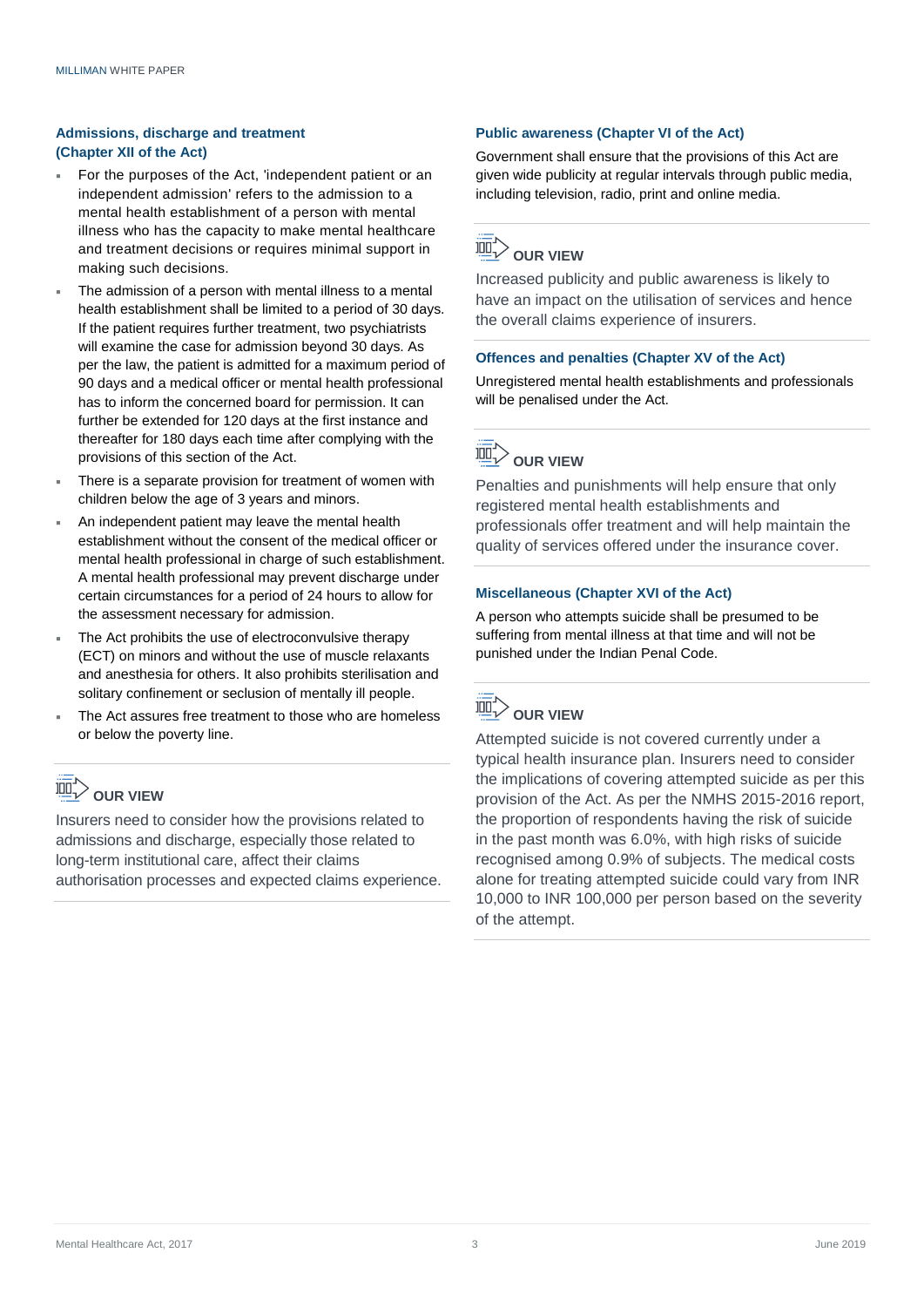### Admissions, discharge and treatment (Chapter XII of the Act)

- For the purposes of the Act, 'independent patient or an independent admission' refers to the admission to a mental health establishment of a person with mental illness who has the capacity to make mental healthcare and treatment decisions or requires minimal support in making such decisions.
- The admission of a person with mental illness to a mental health establishment shall be limited to a period of 30 days. If the patient requires further treatment, two psychiatrists will examine the case for admission beyond 30 days. As per the law, the patient is admitted for a maximum period of 90 days and a medical officer or mental health professional has to inform the concerned board for permission. It can further be extended for 120 days at the first instance and thereafter for 180 days each time after complying with the provisions of this section of the Act.
- There is a separate provision for treatment of women with children below the age of 3 years and minors.
- An independent patient may leave the mental health establishment without the consent of the medical officer or mental health professional in charge of such establishment. A mental health professional may prevent discharge under certain circumstances for a period of 24 hours to allow for the assessment necessary for admission.
- The Act prohibits the use of electroconvulsive therapy (ECT) on minors and without the use of muscle relaxants and anesthesia for others. It also prohibits sterilisation and solitary confinement or seclusion of mentally ill people.
- The Act assures free treatment to those who are homeless or below the poverty line.

**OUR VIEW**

Insurers need to consider how the provisions related to admissions and discharge, especially those related to long-term institutional care, affect their claims authorisation processes and expected claims experience.

### Public awareness (Chapter VI of the Act)

Government shall ensure that the provisions of this Act are given wide publicity at regular intervals through public media, including television, radio, print and online media.

**OUR VIEW**

Increased publicity and public awareness is likely to have an impact on the utilisation of services and hence the overall claims experience of insurers.

### Offences and penalties (Chapter XV of the Act)

Unregistered mental health establishments and professionals will be penalised under the Act.

**OUR VIEW**

Penalties and punishments will help ensure that only registered mental health establishments and professionals offer treatment and will help maintain the quality of services offered under the insurance cover.

### Miscellaneous (Chapter XVI of the Act)

A person who attempts suicide shall be presumed to be suffering from mental illness at that time and will not be punished under the Indian Penal Code.

**OUR VIEW**

Attempted suicide is not covered currently under a typical health insurance plan. Insurers need to consider the implications of covering attempted suicide as per this provision of the Act. As per the NMHS 2015-2016 report, the proportion of respondents having the risk of suicide in the past month was 6.0%, with high risks of suicide recognised among 0.9% of subjects. The medical costs alone for treating attempted suicide could vary from INR 10,000 to INR 100,000 per person based on the severity of the attempt.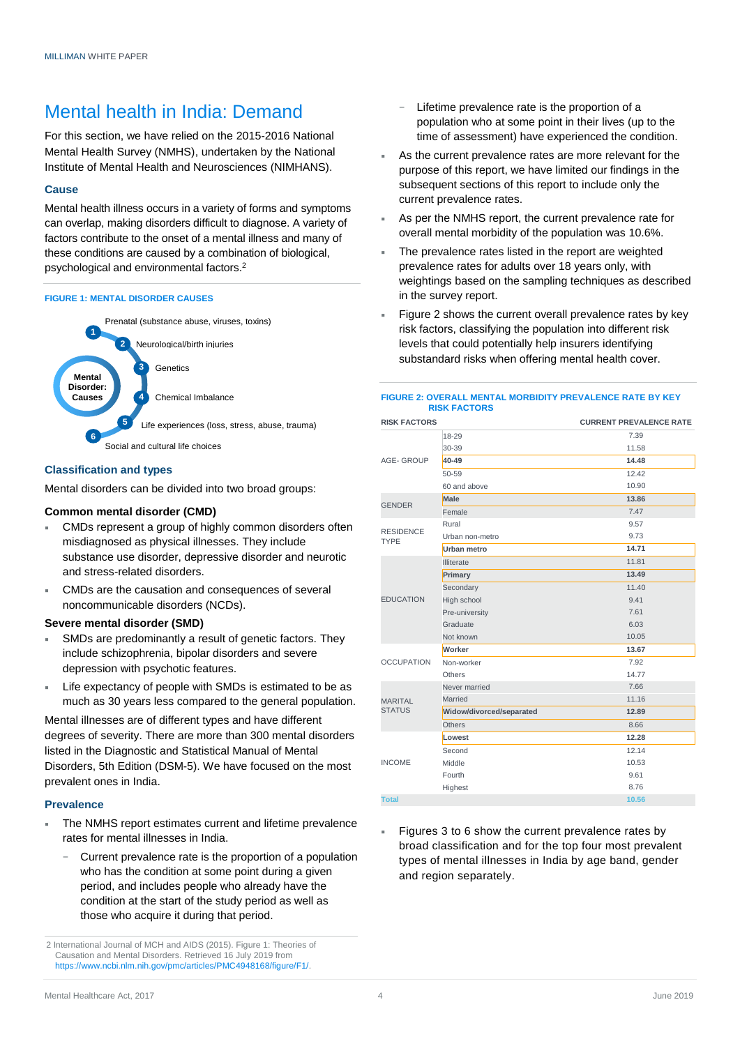# Mental health in India: Demand

For this section, we have relied on the 2015-2016 National Mental Health Survey (NMHS), undertaken by the National Institute of Mental Health and Neurosciences (NIMHANS).

### Cause

Mental health illness occurs in a variety of forms and symptoms can overlap, making disorders difficult to diagnose. A variety of factors contribute to the onset of a mental illness and many of these conditions are caused by a combination of biological, psychological and environmental factors.[2]

**FIGURE 1: MENTAL DISORDER CAUSES**

Mental Disorder: Causes

1. Prenatal (substance abuse, viruses, toxins)
2. Neurological/birth injuries
3. Genetics
4. Chemical Imbalance
5. Life experiences (loss, stress, abuse, trauma)
6. Social and cultural life choices

### Classification and types

Mental disorders can be divided into two broad groups:

**Common mental disorder (CMD)**

- CMDs represent a group of highly common disorders often misdiagnosed as physical illnesses. They include substance use disorder, depressive disorder and neurotic and stress-related disorders.
- CMDs are the causation and consequences of several noncommunicable disorders (NCDs).

**Severe mental disorder (SMD)**

- SMDs are predominantly a result of genetic factors. They include schizophrenia, bipolar disorders and severe depression with psychotic features.
- Life expectancy of people with SMDs is estimated to be as much as 30 years less compared to the general population.

Mental illnesses are of different types and have different degrees of severity. There are more than 300 mental disorders listed in the Diagnostic and Statistical Manual of Mental Disorders, 5th Edition (DSM-5). We have focused on the most prevalent ones in India.

### Prevalence

- The NMHS report estimates current and lifetime prevalence rates for mental illnesses in India.
  - Current prevalence rate is the proportion of a population who has the condition at some point during a given period, and includes people who already have the condition at the start of the study period as well as those who acquire it during that period.
  - Lifetime prevalence rate is the proportion of a population who at some point in their lives (up to the time of assessment) have experienced the condition.
- As the current prevalence rates are more relevant for the purpose of this report, we have limited our findings in the subsequent sections of this report to include only the current prevalence rates.
- As per the NMHS report, the current prevalence rate for overall mental morbidity of the population was 10.6%.
- The prevalence rates listed in the report are weighted prevalence rates for adults over 18 years only, with weightings based on the sampling techniques as described in the survey report.
- Figure 2 shows the current overall prevalence rates by key risk factors, classifying the population into different risk levels that could potentially help insurers identifying substandard risks when offering mental health cover.

**FIGURE 2: OVERALL MENTAL MORBIDITY PREVALENCE RATE BY KEY RISK FACTORS**

| RISK FACTORS | | CURRENT PREVALENCE RATE |
|---|---|---|
| AGE- GROUP | 18-29 | 7.39 |
| | 30-39 | 11.58 |
| | **40-49** | **14.48** |
| | 50-59 | 12.42 |
| | 60 and above | 10.90 |
| GENDER | **Male** | **13.86** |
| | Female | 7.47 |
| RESIDENCE TYPE | Rural | 9.57 |
| | Urban non-metro | 9.73 |
| | **Urban metro** | **14.71** |
| EDUCATION | Illiterate | 11.81 |
| | **Primary** | **13.49** |
| | Secondary | 11.40 |
| | High school | 9.41 |
| | Pre-university | 7.61 |
| | Graduate | 6.03 |
| | Not known | 10.05 |
| OCCUPATION | **Worker** | **13.67** |
| | Non-worker | 7.92 |
| | Others | 14.77 |
| MARITAL STATUS | Never married | 7.66 |
| | Married | 11.16 |
| | **Widow/divorced/separated** | **12.89** |
| | Others | 8.66 |
| INCOME | **Lowest** | **12.28** |
| | Second | 12.14 |
| | Middle | 10.53 |
| | Fourth | 9.61 |
| | Highest | 8.76 |
| **Total** | | **10.56** |

- Figures 3 to 6 show the current prevalence rates by broad classification and for the top four most prevalent types of mental illnesses in India by age band, gender and region separately.

---

2 International Journal of MCH and AIDS (2015). Figure 1: Theories of Causation and Mental Disorders. Retrieved 16 July 2019 from https://www.ncbi.nlm.nih.gov/pmc/articles/PMC4948168/figure/F1/.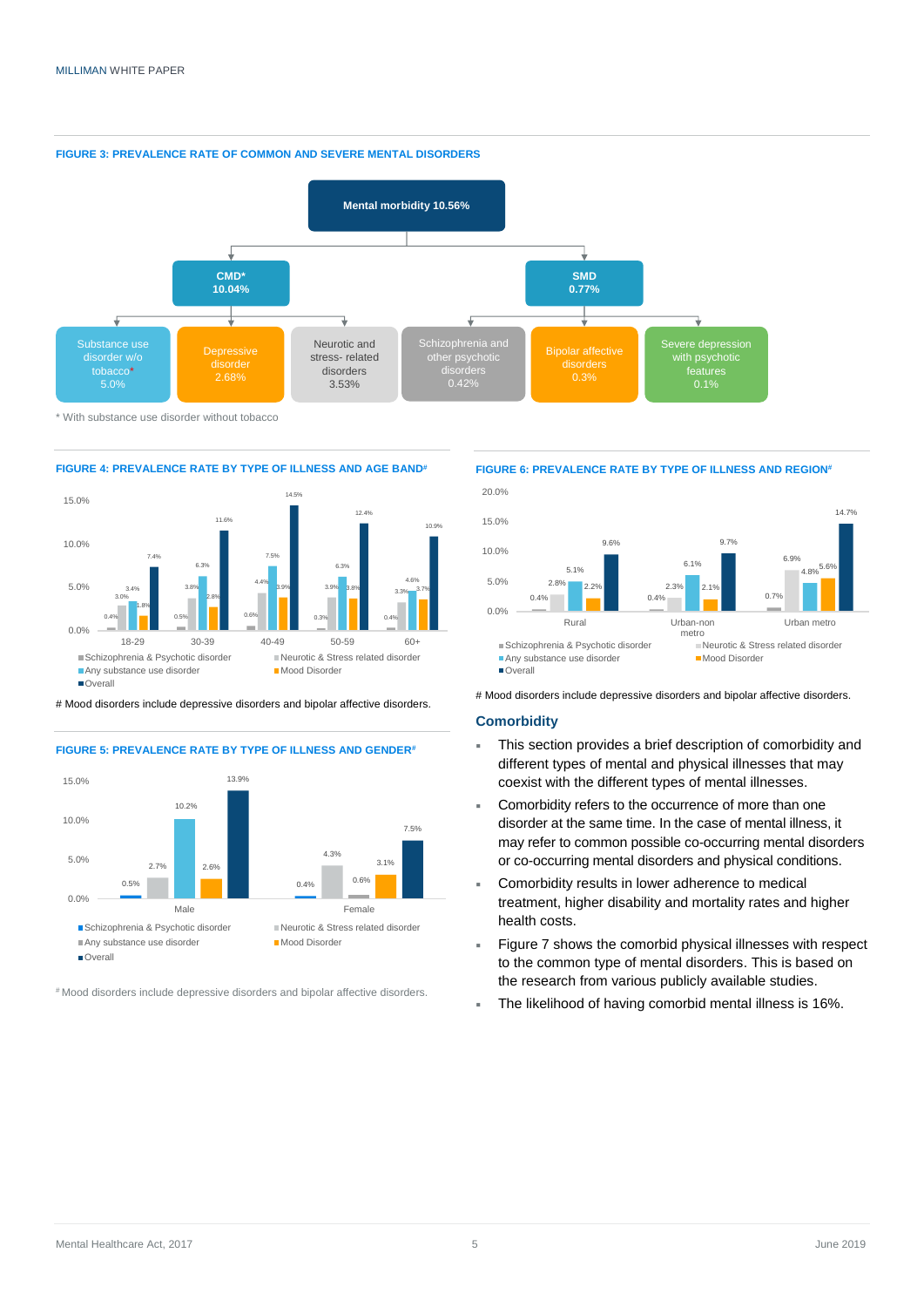**FIGURE 3: PREVALENCE RATE OF COMMON AND SEVERE MENTAL DISORDERS**

Mental morbidity 10.56%

- CMD* 10.04%
  - Substance use disorder w/o tobacco* 5.0%
  - Depressive disorder 2.68%
  - Neurotic and stress- related disorders 3.53%
- SMD 0.77%
  - Schizophrenia and other psychotic disorders 0.42%
  - Bipolar affective disorders 0.3%
  - Severe depression with psychotic features 0.1%

\* With substance use disorder without tobacco

**FIGURE 4: PREVALENCE RATE BY TYPE OF ILLNESS AND AGE BAND#**

| Age band | Schizophrenia & Psychotic disorder | Neurotic & Stress related disorder | Any substance use disorder | Mood Disorder | Overall |
|---|---|---|---|---|---|
| 18-29 | 0.4% | 3.0% | 3.4% | 1.8% | 7.4% |
| 30-39 | 0.5% | 3.8% | 6.3% | 2.8% | 11.6% |
| 40-49 | 0.6% | 4.4% | 7.5% | 3.9% | 14.5% |
| 50-59 | 0.3% | 3.9% | 6.3% | 3.8% | 12.4% |
| 60+ | 0.4% | 3.3% | 4.6% | 3.7% | 10.9% |

\# Mood disorders include depressive disorders and bipolar affective disorders.

**FIGURE 5: PREVALENCE RATE BY TYPE OF ILLNESS AND GENDER#**

| Gender | Schizophrenia & Psychotic disorder | Neurotic & Stress related disorder | Any substance use disorder | Mood Disorder | Overall |
|---|---|---|---|---|---|
| Male | 0.5% | 2.7% | 10.2% | 2.6% | 13.9% |
| Female | 0.4% | 4.3% | 0.6% | 3.1% | 7.5% |

\# Mood disorders include depressive disorders and bipolar affective disorders.

**FIGURE 6: PREVALENCE RATE BY TYPE OF ILLNESS AND REGION#**

| Region | Schizophrenia & Psychotic disorder | Neurotic & Stress related disorder | Any substance use disorder | Mood Disorder | Overall |
|---|---|---|---|---|---|
| Rural | 0.4% | 2.8% | 5.1% | 2.2% | 9.6% |
| Urban-non metro | 0.4% | 2.3% | 6.1% | 2.1% | 9.7% |
| Urban metro | 0.7% | 6.9% | 4.8% | 5.6% | 14.7% |

\# Mood disorders include depressive disorders and bipolar affective disorders.

## Comorbidity

- This section provides a brief description of comorbidity and different types of mental and physical illnesses that may coexist with the different types of mental illnesses.
- Comorbidity refers to the occurrence of more than one disorder at the same time. In the case of mental illness, it may refer to common possible co-occurring mental disorders or co-occurring mental disorders and physical conditions.
- Comorbidity results in lower adherence to medical treatment, higher disability and mortality rates and higher health costs.
- Figure 7 shows the comorbid physical illnesses with respect to the common type of mental disorders. This is based on the research from various publicly available studies.
- The likelihood of having comorbid mental illness is 16%.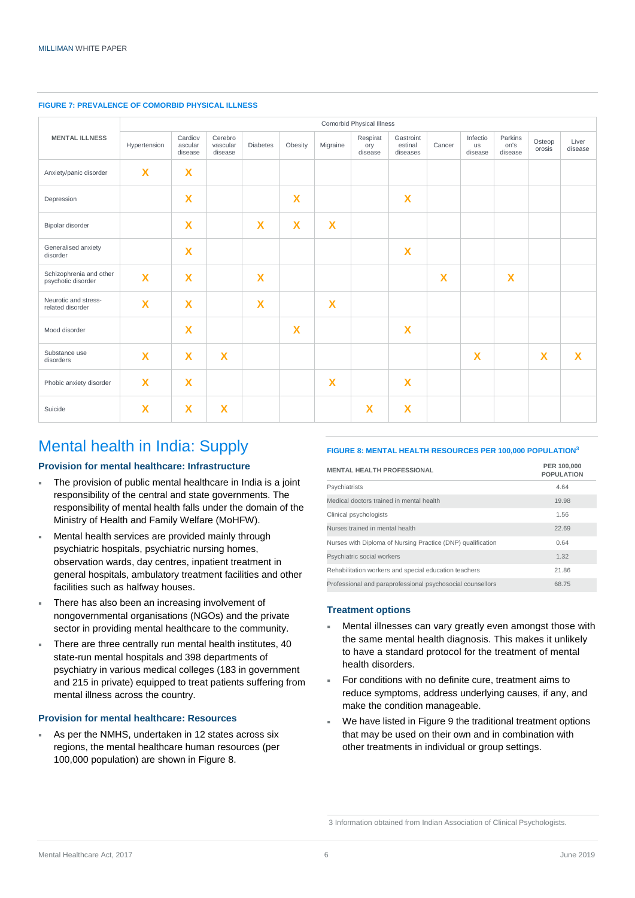**FIGURE 7: PREVALENCE OF COMORBID PHYSICAL ILLNESS**

| MENTAL ILLNESS | Comorbid Physical Illness | | | | | | | | | | | |
|---|---|---|---|---|---|---|---|---|---|---|---|---|
| | Hypertension | Cardiovascular disease | Cerebrovascular disease | Diabetes | Obesity | Migraine | Respiratory disease | Gastrointestinal diseases | Cancer | Infectious disease | Parkinson's disease | Osteoporosis | Liver disease |
| Anxiety/panic disorder | X | X | | | | | | | | | | | |
| Depression | | X | | | X | | | X | | | | | |
| Bipolar disorder | | X | | X | X | X | | | | | | | |
| Generalised anxiety disorder | | X | | | | | | X | | | | | |
| Schizophrenia and other psychotic disorder | X | X | | X | | | | | X | | X | | |
| Neurotic and stress-related disorder | X | X | | X | | X | | | | | | | |
| Mood disorder | | X | | | X | | | X | | | | | |
| Substance use disorders | X | X | X | | | | | | | X | | X | X |
| Phobic anxiety disorder | X | X | | | | X | | X | | | | | |
| Suicide | X | X | X | | | | X | X | | | | | |

# Mental health in India: Supply

### Provision for mental healthcare: Infrastructure

- The provision of public mental healthcare in India is a joint responsibility of the central and state governments. The responsibility of mental health falls under the domain of the Ministry of Health and Family Welfare (MoHFW).
- Mental health services are provided mainly through psychiatric hospitals, psychiatric nursing homes, observation wards, day centres, inpatient treatment in general hospitals, ambulatory treatment facilities and other facilities such as halfway houses.
- There has also been an increasing involvement of nongovernmental organisations (NGOs) and the private sector in providing mental healthcare to the community.
- There are three centrally run mental health institutes, 40 state-run mental hospitals and 398 departments of psychiatry in various medical colleges (183 in government and 215 in private) equipped to treat patients suffering from mental illness across the country.

### Provision for mental healthcare: Resources

- As per the NMHS, undertaken in 12 states across six regions, the mental healthcare human resources (per 100,000 population) are shown in Figure 8.

**FIGURE 8: MENTAL HEALTH RESOURCES PER 100,000 POPULATION[3]**

| MENTAL HEALTH PROFESSIONAL | PER 100,000 POPULATION |
|---|---|
| Psychiatrists | 4.64 |
| Medical doctors trained in mental health | 19.98 |
| Clinical psychologists | 1.56 |
| Nurses trained in mental health | 22.69 |
| Nurses with Diploma of Nursing Practice (DNP) qualification | 0.64 |
| Psychiatric social workers | 1.32 |
| Rehabilitation workers and special education teachers | 21.86 |
| Professional and paraprofessional psychosocial counsellors | 68.75 |

### Treatment options

- Mental illnesses can vary greatly even amongst those with the same mental health diagnosis. This makes it unlikely to have a standard protocol for the treatment of mental health disorders.
- For conditions with no definite cure, treatment aims to reduce symptoms, address underlying causes, if any, and make the condition manageable.
- We have listed in Figure 9 the traditional treatment options that may be used on their own and in combination with other treatments in individual or group settings.

3 Information obtained from Indian Association of Clinical Psychologists.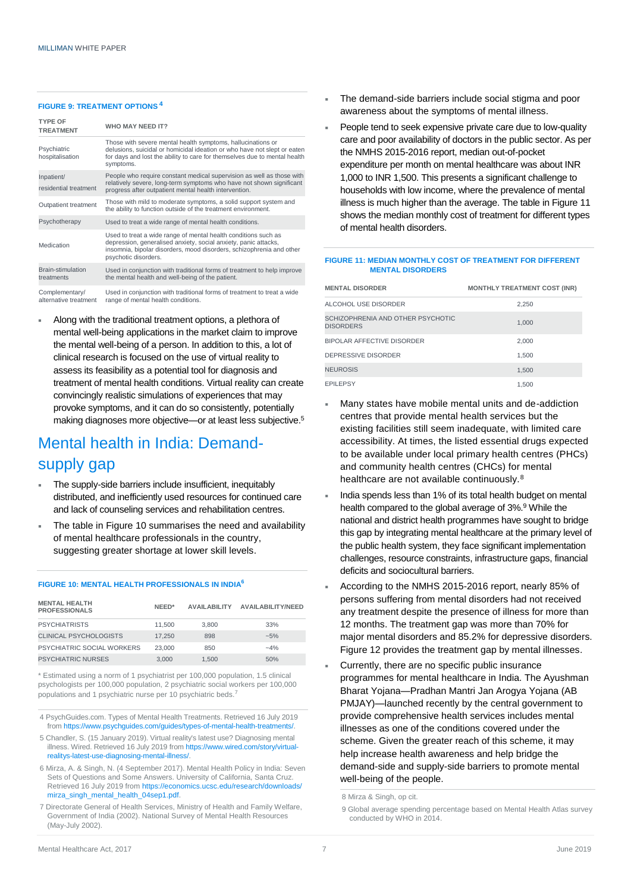**FIGURE 9: TREATMENT OPTIONS** [4]

| TYPE OF TREATMENT | WHO MAY NEED IT? |
|---|---|
| Psychiatric hospitalisation | Those with severe mental health symptoms, hallucinations or delusions, suicidal or homicidal ideation or who have not slept or eaten for days and lost the ability to care for themselves due to mental health symptoms. |
| Inpatient/ residential treatment | People who require constant medical supervision as well as those with relatively severe, long-term symptoms who have not shown significant progress after outpatient mental health intervention. |
| Outpatient treatment | Those with mild to moderate symptoms, a solid support system and the ability to function outside of the treatment environment. |
| Psychotherapy | Used to treat a wide range of mental health conditions. |
| Medication | Used to treat a wide range of mental health conditions such as depression, generalised anxiety, social anxiety, panic attacks, insomnia, bipolar disorders, mood disorders, schizophrenia and other psychotic disorders. |
| Brain-stimulation treatments | Used in conjunction with traditional forms of treatment to help improve the mental health and well-being of the patient. |
| Complementary/ alternative treatment | Used in conjunction with traditional forms of treatment to treat a wide range of mental health conditions. |

- Along with the traditional treatment options, a plethora of mental well-being applications in the market claim to improve the mental well-being of a person. In addition to this, a lot of clinical research is focused on the use of virtual reality to assess its feasibility as a potential tool for diagnosis and treatment of mental health conditions. Virtual reality can create convincingly realistic simulations of experiences that may provoke symptoms, and it can do so consistently, potentially making diagnoses more objective—or at least less subjective.[5]

## Mental health in India: Demand-supply gap

- The supply-side barriers include insufficient, inequitably distributed, and inefficiently used resources for continued care and lack of counseling services and rehabilitation centres.
- The table in Figure 10 summarises the need and availability of mental healthcare professionals in the country, suggesting greater shortage at lower skill levels.

**FIGURE 10: MENTAL HEALTH PROFESSIONALS IN INDIA** [6]

| MENTAL HEALTH PROFESSIONALS | NEED* | AVAILABILITY | AVAILABILITY/NEED |
|---|---|---|---|
| PSYCHIATRISTS | 11,500 | 3,800 | 33% |
| CLINICAL PSYCHOLOGISTS | 17,250 | 898 | ~5% |
| PSYCHIATRIC SOCIAL WORKERS | 23,000 | 850 | ~4% |
| PSYCHIATRIC NURSES | 3,000 | 1,500 | 50% |

\* Estimated using a norm of 1 psychiatrist per 100,000 population, 1.5 clinical psychologists per 100,000 population, 2 psychiatric social workers per 100,000 populations and 1 psychiatric nurse per 10 psychiatric beds.[7]

- The demand-side barriers include social stigma and poor awareness about the symptoms of mental illness.
- People tend to seek expensive private care due to low-quality care and poor availability of doctors in the public sector. As per the NMHS 2015-2016 report, median out-of-pocket expenditure per month on mental healthcare was about INR 1,000 to INR 1,500. This presents a significant challenge to households with low income, where the prevalence of mental illness is much higher than the average. The table in Figure 11 shows the median monthly cost of treatment for different types of mental health disorders.

**FIGURE 11: MEDIAN MONTHLY COST OF TREATMENT FOR DIFFERENT MENTAL DISORDERS**

| MENTAL DISORDER | MONTHLY TREATMENT COST (INR) |
|---|---|
| ALCOHOL USE DISORDER | 2,250 |
| SCHIZOPHRENIA AND OTHER PSYCHOTIC DISORDERS | 1,000 |
| BIPOLAR AFFECTIVE DISORDER | 2,000 |
| DEPRESSIVE DISORDER | 1,500 |
| NEUROSIS | 1,500 |
| EPILEPSY | 1,500 |

- Many states have mobile mental units and de-addiction centres that provide mental health services but the existing facilities still seem inadequate, with limited care accessibility. At times, the listed essential drugs expected to be available under local primary health centres (PHCs) and community health centres (CHCs) for mental healthcare are not available continuously.[8]
- India spends less than 1% of its total health budget on mental health compared to the global average of 3%.[9] While the national and district health programmes have sought to bridge this gap by integrating mental healthcare at the primary level of the public health system, they face significant implementation challenges, resource constraints, infrastructure gaps, financial deficits and sociocultural barriers.
- According to the NMHS 2015-2016 report, nearly 85% of persons suffering from mental disorders had not received any treatment despite the presence of illness for more than 12 months. The treatment gap was more than 70% for major mental disorders and 85.2% for depressive disorders. Figure 12 provides the treatment gap by mental illnesses.
- Currently, there are no specific public insurance programmes for mental healthcare in India. The Ayushman Bharat Yojana—Pradhan Mantri Jan Arogya Yojana (AB PMJAY)—launched recently by the central government to provide comprehensive health services includes mental illnesses as one of the conditions covered under the scheme. Given the greater reach of this scheme, it may help increase health awareness and help bridge the demand-side and supply-side barriers to promote mental well-being of the people.

---

4 PsychGuides.com. Types of Mental Health Treatments. Retrieved 16 July 2019 from https://www.psychguides.com/guides/types-of-mental-health-treatments/.

5 Chandler, S. (15 January 2019). Virtual reality's latest use? Diagnosing mental illness. Wired. Retrieved 16 July 2019 from https://www.wired.com/story/virtual-realitys-latest-use-diagnosing-mental-illness/.

6 Mirza, A. & Singh, N. (4 September 2017). Mental Health Policy in India: Seven Sets of Questions and Some Answers. University of California, Santa Cruz. Retrieved 16 July 2019 from https://economics.ucsc.edu/research/downloads/mirza_singh_mental_health_04sep1.pdf.

7 Directorate General of Health Services, Ministry of Health and Family Welfare, Government of India (2002). National Survey of Mental Health Resources (May-July 2002).

8 Mirza & Singh, op cit.

9 Global average spending percentage based on Mental Health Atlas survey conducted by WHO in 2014.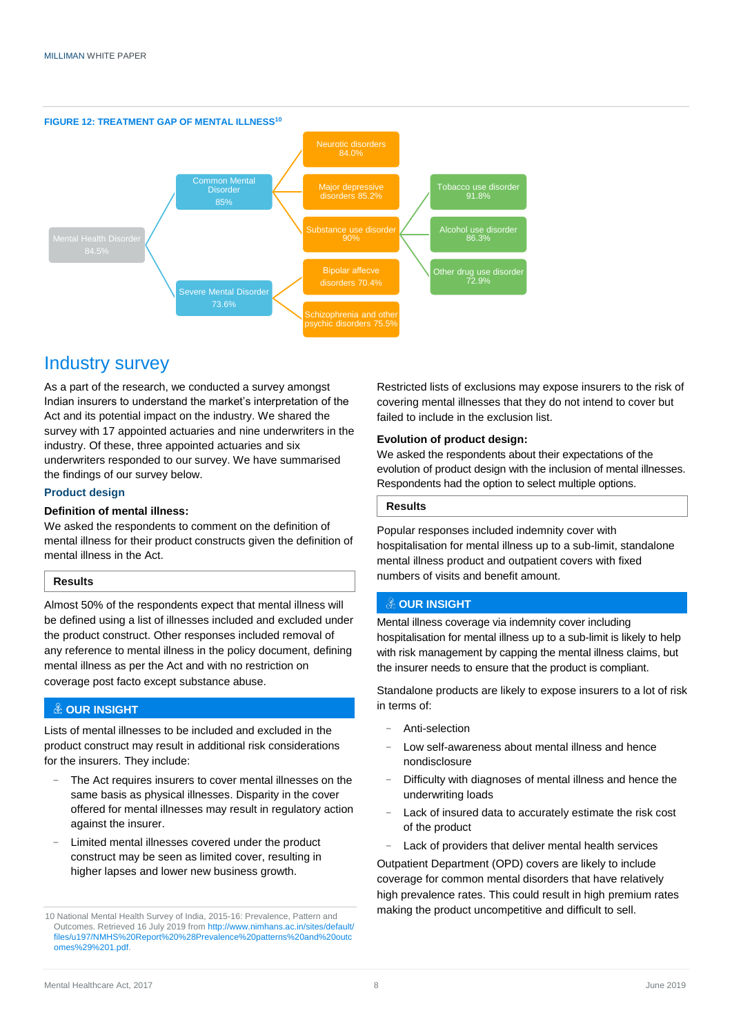**FIGURE 12: TREATMENT GAP OF MENTAL ILLNESS[10]**

- Mental Health Disorder 84.5%
  - Common Mental Disorder 85%
    - Neurotic disorders 84.0%
    - Major depressive disorders 85.2%
    - Substance use disorder 90%
      - Tobacco use disorder 91.8%
      - Alcohol use disorder 86.3%
      - Other drug use disorder 72.9%
  - Severe Mental Disorder 73.6%
    - Bipolar affecve disorders 70.4%
    - Schizophrenia and other psychic disorders 75.5%

## Industry survey

As a part of the research, we conducted a survey amongst Indian insurers to understand the market's interpretation of the Act and its potential impact on the industry. We shared the survey with 17 appointed actuaries and nine underwriters in the industry. Of these, three appointed actuaries and six underwriters responded to our survey. We have summarised the findings of our survey below.

### Product design

**Definition of mental illness:**

We asked the respondents to comment on the definition of mental illness for their product constructs given the definition of mental illness in the Act.

**Results**

Almost 50% of the respondents expect that mental illness will be defined using a list of illnesses included and excluded under the product construct. Other responses included removal of any reference to mental illness in the policy document, defining mental illness as per the Act and with no restriction on coverage post facto except substance abuse.

**OUR INSIGHT**

Lists of mental illnesses to be included and excluded in the product construct may result in additional risk considerations for the insurers. They include:

- The Act requires insurers to cover mental illnesses on the same basis as physical illnesses. Disparity in the cover offered for mental illnesses may result in regulatory action against the insurer.
- Limited mental illnesses covered under the product construct may be seen as limited cover, resulting in higher lapses and lower new business growth.

Restricted lists of exclusions may expose insurers to the risk of covering mental illnesses that they do not intend to cover but failed to include in the exclusion list.

**Evolution of product design:**

We asked the respondents about their expectations of the evolution of product design with the inclusion of mental illnesses. Respondents had the option to select multiple options.

**Results**

Popular responses included indemnity cover with hospitalisation for mental illness up to a sub-limit, standalone mental illness product and outpatient covers with fixed numbers of visits and benefit amount.

**OUR INSIGHT**

Mental illness coverage via indemnity cover including hospitalisation for mental illness up to a sub-limit is likely to help with risk management by capping the mental illness claims, but the insurer needs to ensure that the product is compliant.

Standalone products are likely to expose insurers to a lot of risk in terms of:

- Anti-selection
- Low self-awareness about mental illness and hence nondisclosure
- Difficulty with diagnoses of mental illness and hence the underwriting loads
- Lack of insured data to accurately estimate the risk cost of the product
- Lack of providers that deliver mental health services

Outpatient Department (OPD) covers are likely to include coverage for common mental disorders that have relatively high prevalence rates. This could result in high premium rates making the product uncompetitive and difficult to sell.

10 National Mental Health Survey of India, 2015-16: Prevalence, Pattern and Outcomes. Retrieved 16 July 2019 from http://www.nimhans.ac.in/sites/default/files/u197/NMHS%20Report%20%28Prevalence%20patterns%20and%20outcomes%29%201.pdf.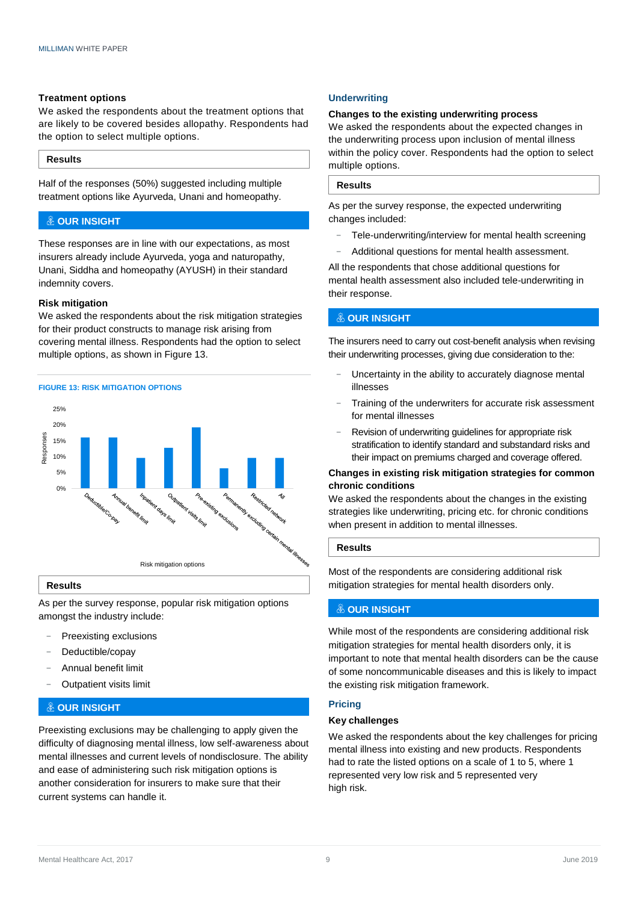### Treatment options

We asked the respondents about the treatment options that are likely to be covered besides allopathy. Respondents had the option to select multiple options.

**Results**

Half of the responses (50%) suggested including multiple treatment options like Ayurveda, Unani and homeopathy.

**OUR INSIGHT**

These responses are in line with our expectations, as most insurers already include Ayurveda, yoga and naturopathy, Unani, Siddha and homeopathy (AYUSH) in their standard indemnity covers.

### Risk mitigation

We asked the respondents about the risk mitigation strategies for their product constructs to manage risk arising from covering mental illness. Respondents had the option to select multiple options, as shown in Figure 13.

**FIGURE 13: RISK MITIGATION OPTIONS**

**Results**

As per the survey response, popular risk mitigation options amongst the industry include:

- Preexisting exclusions
- Deductible/copay
- Annual benefit limit
- Outpatient visits limit

**OUR INSIGHT**

Preexisting exclusions may be challenging to apply given the difficulty of diagnosing mental illness, low self-awareness about mental illnesses and current levels of nondisclosure. The ability and ease of administering such risk mitigation options is another consideration for insurers to make sure that their current systems can handle it.

## Underwriting

### Changes to the existing underwriting process

We asked the respondents about the expected changes in the underwriting process upon inclusion of mental illness within the policy cover. Respondents had the option to select multiple options.

**Results**

As per the survey response, the expected underwriting changes included:

- Tele-underwriting/interview for mental health screening
- Additional questions for mental health assessment.

All the respondents that chose additional questions for mental health assessment also included tele-underwriting in their response.

**OUR INSIGHT**

The insurers need to carry out cost-benefit analysis when revising their underwriting processes, giving due consideration to the:

- Uncertainty in the ability to accurately diagnose mental illnesses
- Training of the underwriters for accurate risk assessment for mental illnesses
- Revision of underwriting guidelines for appropriate risk stratification to identify standard and substandard risks and their impact on premiums charged and coverage offered.

### Changes in existing risk mitigation strategies for common chronic conditions

We asked the respondents about the changes in the existing strategies like underwriting, pricing etc. for chronic conditions when present in addition to mental illnesses.

**Results**

Most of the respondents are considering additional risk mitigation strategies for mental health disorders only.

**OUR INSIGHT**

While most of the respondents are considering additional risk mitigation strategies for mental health disorders only, it is important to note that mental health disorders can be the cause of some noncommunicable diseases and this is likely to impact the existing risk mitigation framework.

## Pricing

### Key challenges

We asked the respondents about the key challenges for pricing mental illness into existing and new products. Respondents had to rate the listed options on a scale of 1 to 5, where 1 represented very low risk and 5 represented very high risk.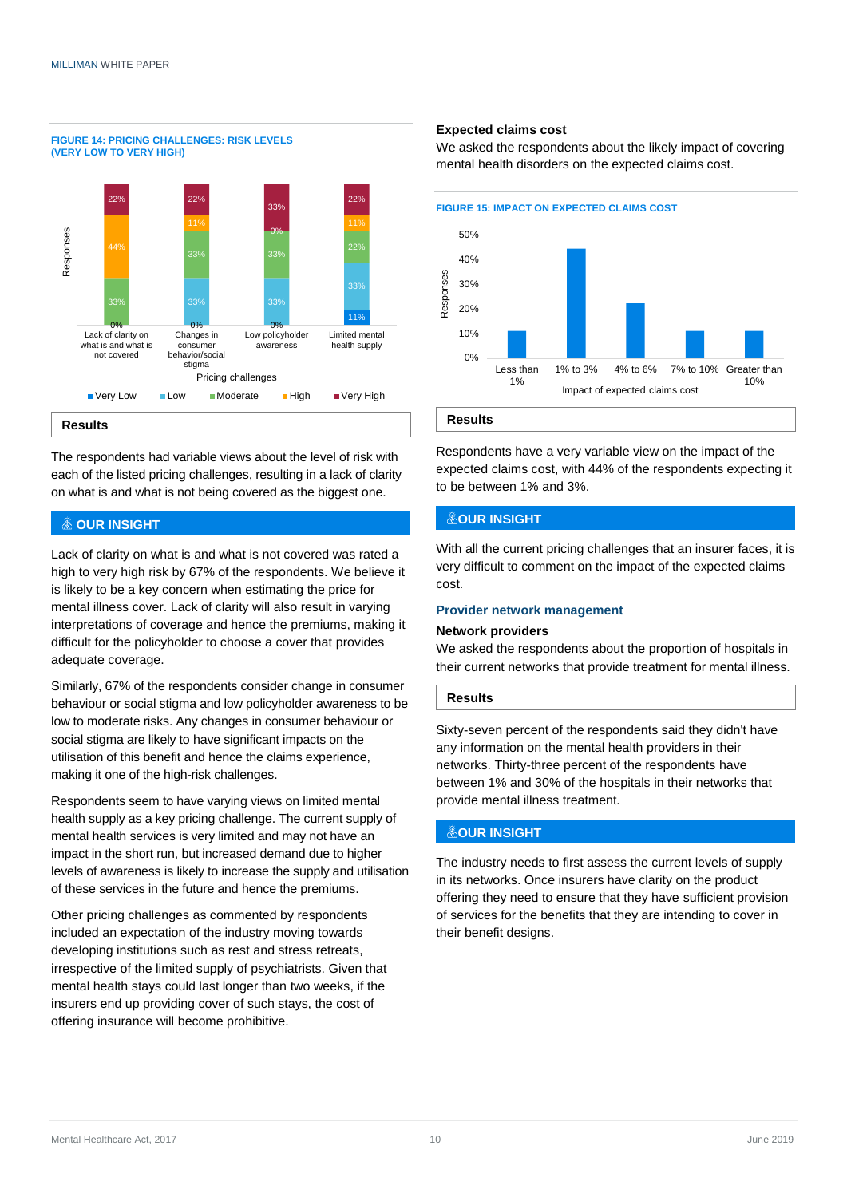**FIGURE 14: PRICING CHALLENGES: RISK LEVELS (VERY LOW TO VERY HIGH)**

| Pricing challenges | Very Low | Low | Moderate | High | Very High |
|---|---|---|---|---|---|
| Lack of clarity on what is and what is not covered | 0% | 0% | 33% | 44% | 22% |
| Changes in consumer behavior/social stigma | 0% | 33% | 33% | 11% | 22% |
| Low policyholder awareness | 0% | 33% | 33% | 0% | 33% |
| Limited mental health supply | 11% | 33% | 22% | 11% | 22% |

### Results

The respondents had variable views about the level of risk with each of the listed pricing challenges, resulting in a lack of clarity on what is and what is not being covered as the biggest one.

### OUR INSIGHT

Lack of clarity on what is and what is not covered was rated a high to very high risk by 67% of the respondents. We believe it is likely to be a key concern when estimating the price for mental illness cover. Lack of clarity will also result in varying interpretations of coverage and hence the premiums, making it difficult for the policyholder to choose a cover that provides adequate coverage.

Similarly, 67% of the respondents consider change in consumer behaviour or social stigma and low policyholder awareness to be low to moderate risks. Any changes in consumer behaviour or social stigma are likely to have significant impacts on the utilisation of this benefit and hence the claims experience, making it one of the high-risk challenges.

Respondents seem to have varying views on limited mental health supply as a key pricing challenge. The current supply of mental health services is very limited and may not have an impact in the short run, but increased demand due to higher levels of awareness is likely to increase the supply and utilisation of these services in the future and hence the premiums.

Other pricing challenges as commented by respondents included an expectation of the industry moving towards developing institutions such as rest and stress retreats, irrespective of the limited supply of psychiatrists. Given that mental health stays could last longer than two weeks, if the insurers end up providing cover of such stays, the cost of offering insurance will become prohibitive.

### Expected claims cost

We asked the respondents about the likely impact of covering mental health disorders on the expected claims cost.

**FIGURE 15: IMPACT ON EXPECTED CLAIMS COST**

| Impact of expected claims cost | Responses |
|---|---|
| Less than 1% | 11% |
| 1% to 3% | 44% |
| 4% to 6% | 22% |
| 7% to 10% | 11% |
| Greater than 10% | 11% |

### Results

Respondents have a very variable view on the impact of the expected claims cost, with 44% of the respondents expecting it to be between 1% and 3%.

### OUR INSIGHT

With all the current pricing challenges that an insurer faces, it is very difficult to comment on the impact of the expected claims cost.

## Provider network management

### Network providers

We asked the respondents about the proportion of hospitals in their current networks that provide treatment for mental illness.

### Results

Sixty-seven percent of the respondents said they didn't have any information on the mental health providers in their networks. Thirty-three percent of the respondents have between 1% and 30% of the hospitals in their networks that provide mental illness treatment.

### OUR INSIGHT

The industry needs to first assess the current levels of supply in its networks. Once insurers have clarity on the product offering they need to ensure that they have sufficient provision of services for the benefits that they are intending to cover in their benefit designs.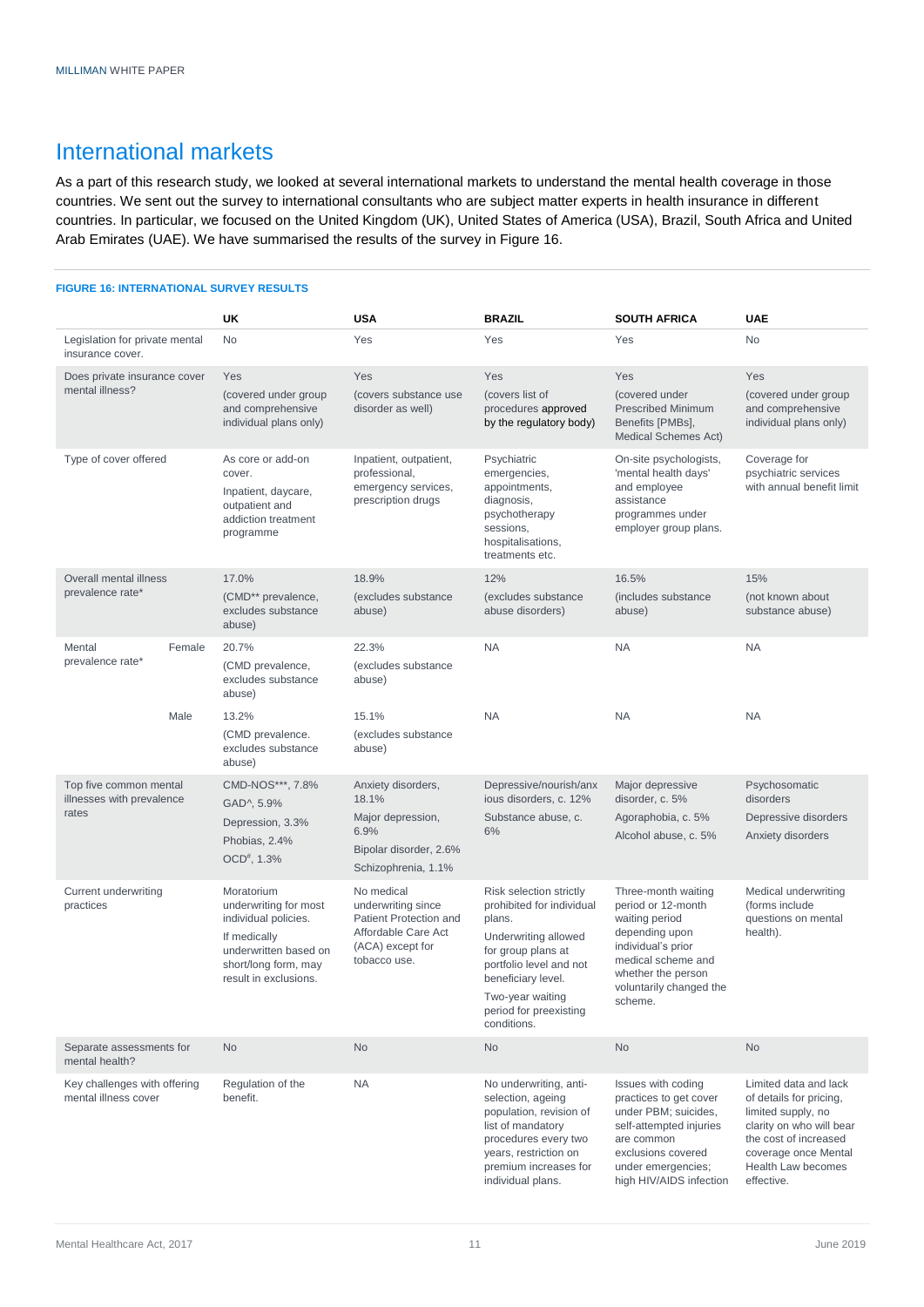## International markets

As a part of this research study, we looked at several international markets to understand the mental health coverage in those countries. We sent out the survey to international consultants who are subject matter experts in health insurance in different countries. In particular, we focused on the United Kingdom (UK), United States of America (USA), Brazil, South Africa and United Arab Emirates (UAE). We have summarised the results of the survey in Figure 16.

**FIGURE 16: INTERNATIONAL SURVEY RESULTS**

| | | UK | USA | BRAZIL | SOUTH AFRICA | UAE |
|---|---|---|---|---|---|---|
| Legislation for private mental insurance cover. | | No | Yes | Yes | Yes | No |
| Does private insurance cover mental illness? | | Yes (covered under group and comprehensive individual plans only) | Yes (covers substance use disorder as well) | Yes (covers list of procedures approved by the regulatory body) | Yes (covered under Prescribed Minimum Benefits [PMBs], Medical Schemes Act) | Yes (covered under group and comprehensive individual plans only) |
| Type of cover offered | | As core or add-on cover. Inpatient, daycare, outpatient and addiction treatment programme | Inpatient, outpatient, professional, emergency services, prescription drugs | Psychiatric emergencies, appointments, diagnosis, psychotherapy sessions, hospitalisations, treatments etc. | On-site psychologists, 'mental health days' and employee assistance programmes under employer group plans. | Coverage for psychiatric services with annual benefit limit |
| Overall mental illness prevalence rate* | | 17.0% (CMD** prevalence, excludes substance abuse) | 18.9% (excludes substance abuse) | 12% (excludes substance abuse disorders) | 16.5% (includes substance abuse) | 15% (not known about substance abuse) |
| Mental prevalence rate* | Female | 20.7% (CMD prevalence, excludes substance abuse) | 22.3% (excludes substance abuse) | NA | NA | NA |
| | Male | 13.2% (CMD prevalence. excludes substance abuse) | 15.1% (excludes substance abuse) | NA | NA | NA |
| Top five common mental illnesses with prevalence rates | | CMD-NOS***, 7.8%; GAD^, 5.9%; Depression, 3.3%; Phobias, 2.4%; OCD#, 1.3% | Anxiety disorders, 18.1%; Major depression, 6.9%; Bipolar disorder, 2.6%; Schizophrenia, 1.1% | Depressive/nourish/anxious disorders, c. 12%; Substance abuse, c. 6% | Major depressive disorder, c. 5%; Agoraphobia, c. 5%; Alcohol abuse, c. 5% | Psychosomatic disorders; Depressive disorders; Anxiety disorders |
| Current underwriting practices | | Moratorium underwriting for most individual policies. If medically underwritten based on short/long form, may result in exclusions. | No medical underwriting since Patient Protection and Affordable Care Act (ACA) except for tobacco use. | Risk selection strictly prohibited for individual plans. Underwriting allowed for group plans at portfolio level and not beneficiary level. Two-year waiting period for preexisting conditions. | Three-month waiting period or 12-month waiting period depending upon individual's prior medical scheme and whether the person voluntarily changed the scheme. | Medical underwriting (forms include questions on mental health). |
| Separate assessments for mental health? | | No | No | No | No | No |
| Key challenges with offering mental illness cover | | Regulation of the benefit. | NA | No underwriting, anti-selection, ageing population, revision of list of mandatory procedures every two years, restriction on premium increases for individual plans. | Issues with coding practices to get cover under PBM; suicides, self-attempted injuries are common exclusions covered under emergencies; high HIV/AIDS infection | Limited data and lack of details for pricing, limited supply, no clarity on who will bear the cost of increased coverage once Mental Health Law becomes effective. |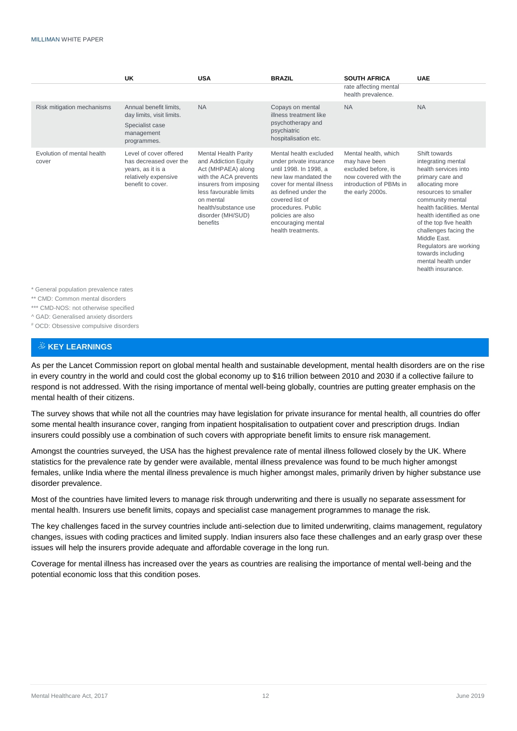| | UK | USA | BRAZIL | SOUTH AFRICA | UAE |
|---|---|---|---|---|---|
| | | | | rate affecting mental health prevalence. | |
| Risk mitigation mechanisms | Annual benefit limits, day limits, visit limits. Specialist case management programmes. | NA | Copays on mental illness treatment like psychotherapy and psychiatric hospitalisation etc. | NA | NA |
| Evolution of mental health cover | Level of cover offered has decreased over the years, as it is a relatively expensive benefit to cover. | Mental Health Parity and Addiction Equity Act (MHPAEA) along with the ACA prevents insurers from imposing less favourable limits on mental health/substance use disorder (MH/SUD) benefits | Mental health excluded under private insurance until 1998. In 1998, a new law mandated the cover for mental illness as defined under the covered list of procedures. Public policies are also encouraging mental health treatments. | Mental health, which may have been excluded before, is now covered with the introduction of PBMs in the early 2000s. | Shift towards integrating mental health services into primary care and allocating more resources to smaller community mental health facilities. Mental health identified as one of the top five health challenges facing the Middle East. Regulators are working towards including mental health under health insurance. |

\* General population prevalence rates

\*\* CMD: Common mental disorders

\*\*\* CMD-NOS: not otherwise specified

^ GAD: Generalised anxiety disorders

[#] OCD: Obsessive compulsive disorders

## KEY LEARNINGS

As per the Lancet Commission report on global mental health and sustainable development, mental health disorders are on the rise in every country in the world and could cost the global economy up to $16 trillion between 2010 and 2030 if a collective failure to respond is not addressed. With the rising importance of mental well-being globally, countries are putting greater emphasis on the mental health of their citizens.

The survey shows that while not all the countries may have legislation for private insurance for mental health, all countries do offer some mental health insurance cover, ranging from inpatient hospitalisation to outpatient cover and prescription drugs. Indian insurers could possibly use a combination of such covers with appropriate benefit limits to ensure risk management.

Amongst the countries surveyed, the USA has the highest prevalence rate of mental illness followed closely by the UK. Where statistics for the prevalence rate by gender were available, mental illness prevalence was found to be much higher amongst females, unlike India where the mental illness prevalence is much higher amongst males, primarily driven by higher substance use disorder prevalence.

Most of the countries have limited levers to manage risk through underwriting and there is usually no separate assessment for mental health. Insurers use benefit limits, copays and specialist case management programmes to manage the risk.

The key challenges faced in the survey countries include anti-selection due to limited underwriting, claims management, regulatory changes, issues with coding practices and limited supply. Indian insurers also face these challenges and an early grasp over these issues will help the insurers provide adequate and affordable coverage in the long run.

Coverage for mental illness has increased over the years as countries are realising the importance of mental well-being and the potential economic loss that this condition poses.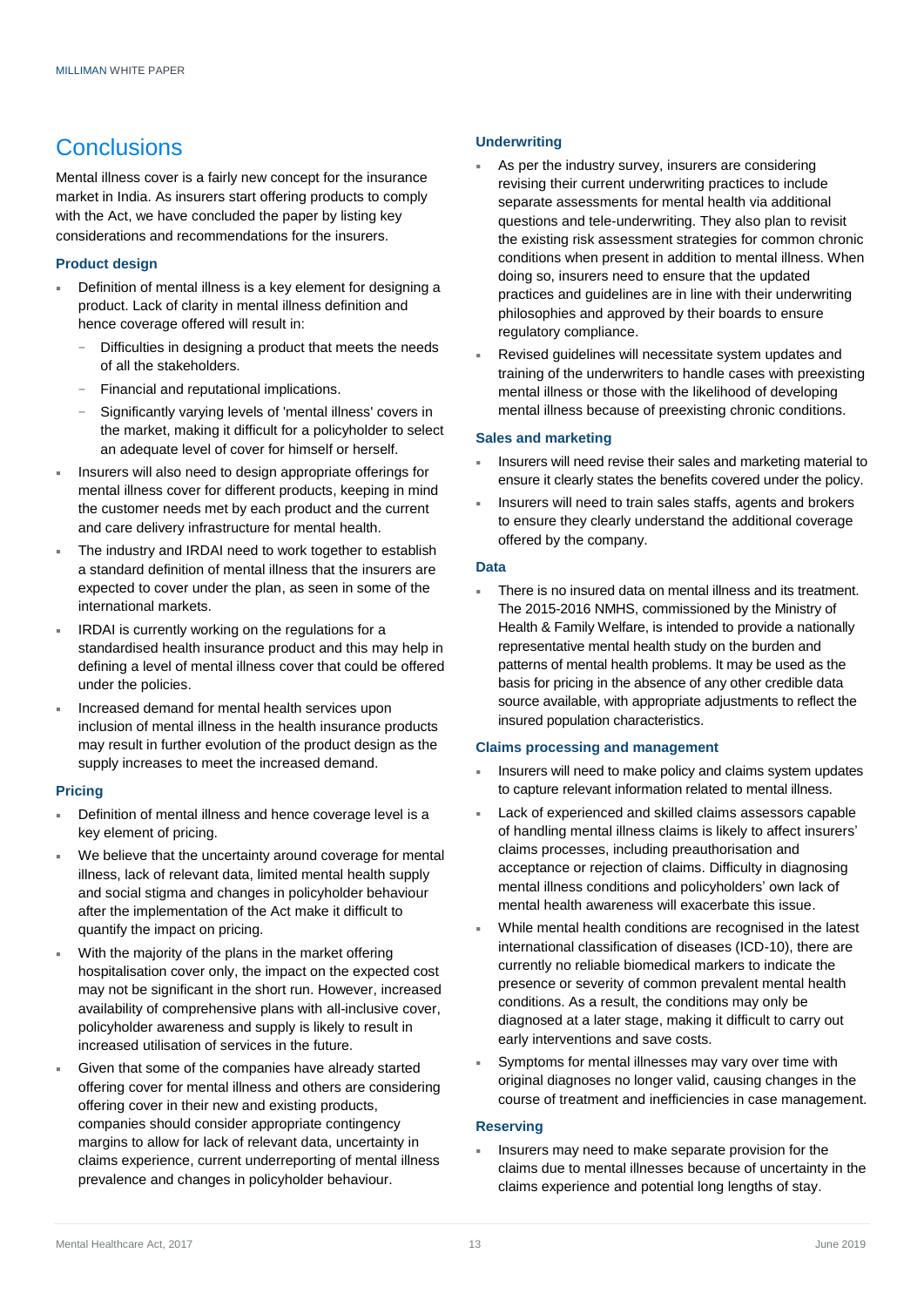## Conclusions

Mental illness cover is a fairly new concept for the insurance market in India. As insurers start offering products to comply with the Act, we have concluded the paper by listing key considerations and recommendations for the insurers.

### Product design

- Definition of mental illness is a key element for designing a product. Lack of clarity in mental illness definition and hence coverage offered will result in:
  - Difficulties in designing a product that meets the needs of all the stakeholders.
  - Financial and reputational implications.
  - Significantly varying levels of 'mental illness' covers in the market, making it difficult for a policyholder to select an adequate level of cover for himself or herself.
- Insurers will also need to design appropriate offerings for mental illness cover for different products, keeping in mind the customer needs met by each product and the current and care delivery infrastructure for mental health.
- The industry and IRDAI need to work together to establish a standard definition of mental illness that the insurers are expected to cover under the plan, as seen in some of the international markets.
- IRDAI is currently working on the regulations for a standardised health insurance product and this may help in defining a level of mental illness cover that could be offered under the policies.
- Increased demand for mental health services upon inclusion of mental illness in the health insurance products may result in further evolution of the product design as the supply increases to meet the increased demand.

### Pricing

- Definition of mental illness and hence coverage level is a key element of pricing.
- We believe that the uncertainty around coverage for mental illness, lack of relevant data, limited mental health supply and social stigma and changes in policyholder behaviour after the implementation of the Act make it difficult to quantify the impact on pricing.
- With the majority of the plans in the market offering hospitalisation cover only, the impact on the expected cost may not be significant in the short run. However, increased availability of comprehensive plans with all-inclusive cover, policyholder awareness and supply is likely to result in increased utilisation of services in the future.
- Given that some of the companies have already started offering cover for mental illness and others are considering offering cover in their new and existing products, companies should consider appropriate contingency margins to allow for lack of relevant data, uncertainty in claims experience, current underreporting of mental illness prevalence and changes in policyholder behaviour.

### Underwriting

- As per the industry survey, insurers are considering revising their current underwriting practices to include separate assessments for mental health via additional questions and tele-underwriting. They also plan to revisit the existing risk assessment strategies for common chronic conditions when present in addition to mental illness. When doing so, insurers need to ensure that the updated practices and guidelines are in line with their underwriting philosophies and approved by their boards to ensure regulatory compliance.
- Revised guidelines will necessitate system updates and training of the underwriters to handle cases with preexisting mental illness or those with the likelihood of developing mental illness because of preexisting chronic conditions.

### Sales and marketing

- Insurers will need revise their sales and marketing material to ensure it clearly states the benefits covered under the policy.
- Insurers will need to train sales staffs, agents and brokers to ensure they clearly understand the additional coverage offered by the company.

### Data

- There is no insured data on mental illness and its treatment. The 2015-2016 NMHS, commissioned by the Ministry of Health & Family Welfare, is intended to provide a nationally representative mental health study on the burden and patterns of mental health problems. It may be used as the basis for pricing in the absence of any other credible data source available, with appropriate adjustments to reflect the insured population characteristics.

### Claims processing and management

- Insurers will need to make policy and claims system updates to capture relevant information related to mental illness.
- Lack of experienced and skilled claims assessors capable of handling mental illness claims is likely to affect insurers' claims processes, including preauthorisation and acceptance or rejection of claims. Difficulty in diagnosing mental illness conditions and policyholders' own lack of mental health awareness will exacerbate this issue.
- While mental health conditions are recognised in the latest international classification of diseases (ICD-10), there are currently no reliable biomedical markers to indicate the presence or severity of common prevalent mental health conditions. As a result, the conditions may only be diagnosed at a later stage, making it difficult to carry out early interventions and save costs.
- Symptoms for mental illnesses may vary over time with original diagnoses no longer valid, causing changes in the course of treatment and inefficiencies in case management.

### Reserving

- Insurers may need to make separate provision for the claims due to mental illnesses because of uncertainty in the claims experience and potential long lengths of stay.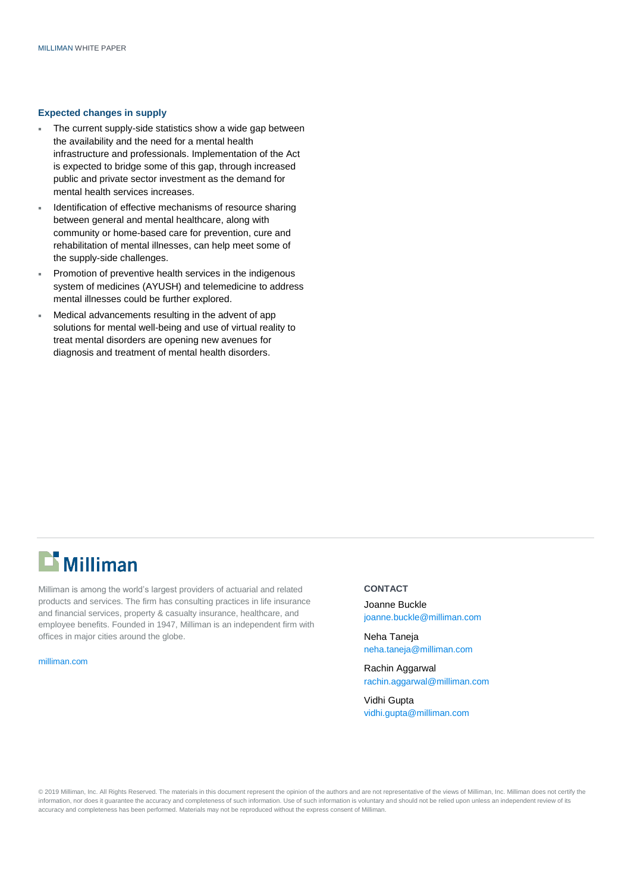### Expected changes in supply

- The current supply-side statistics show a wide gap between the availability and the need for a mental health infrastructure and professionals. Implementation of the Act is expected to bridge some of this gap, through increased public and private sector investment as the demand for mental health services increases.
- Identification of effective mechanisms of resource sharing between general and mental healthcare, along with community or home-based care for prevention, cure and rehabilitation of mental illnesses, can help meet some of the supply-side challenges.
- Promotion of preventive health services in the indigenous system of medicines (AYUSH) and telemedicine to address mental illnesses could be further explored.
- Medical advancements resulting in the advent of app solutions for mental well-being and use of virtual reality to treat mental disorders are opening new avenues for diagnosis and treatment of mental health disorders.

Milliman

Milliman is among the world's largest providers of actuarial and related products and services. The firm has consulting practices in life insurance and financial services, property & casualty insurance, healthcare, and employee benefits. Founded in 1947, Milliman is an independent firm with offices in major cities around the globe.

milliman.com

**CONTACT**

Joanne Buckle
joanne.buckle@milliman.com

Neha Taneja
neha.taneja@milliman.com

Rachin Aggarwal
rachin.aggarwal@milliman.com

Vidhi Gupta
vidhi.gupta@milliman.com

© 2019 Milliman, Inc. All Rights Reserved. The materials in this document represent the opinion of the authors and are not representative of the views of Milliman, Inc. Milliman does not certify the information, nor does it guarantee the accuracy and completeness of such information. Use of such information is voluntary and should not be relied upon unless an independent review of its accuracy and completeness has been performed. Materials may not be reproduced without the express consent of Milliman.